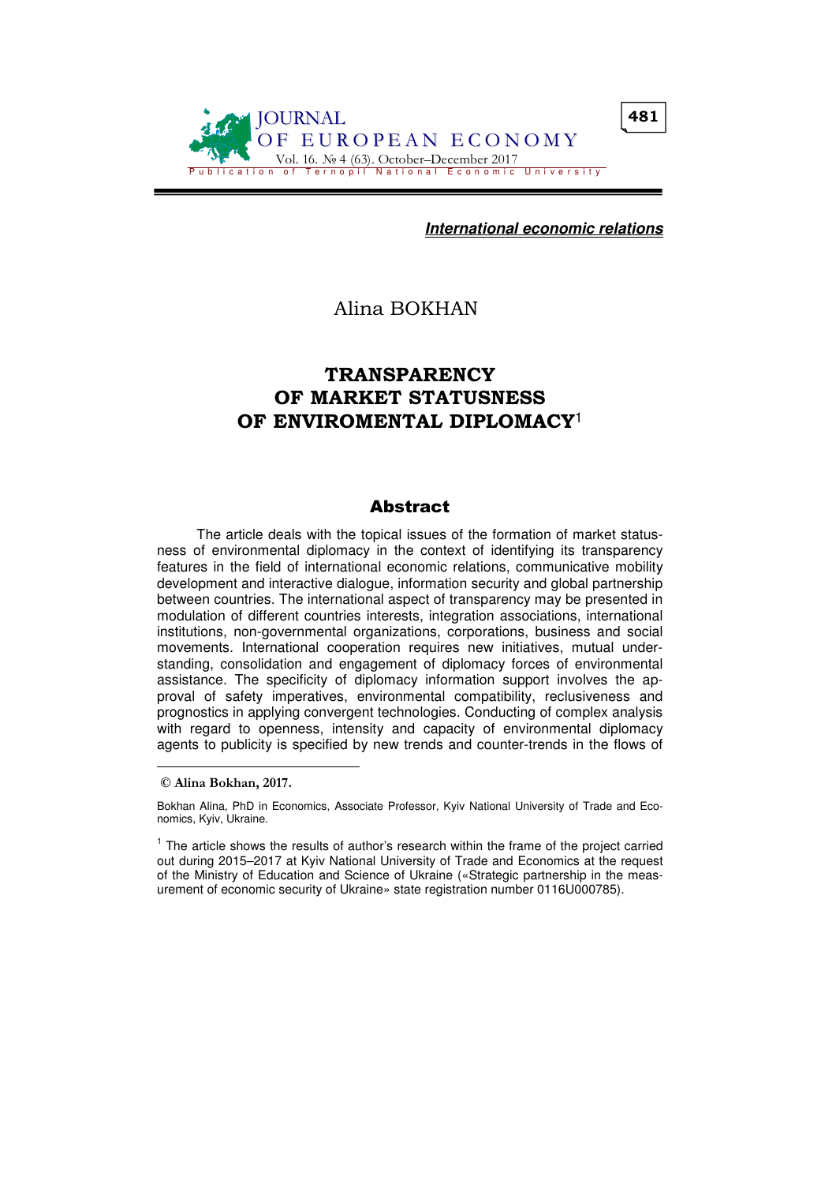*International economic relations*

Alina BOKHAN

# TRANSPARENCY OF MARKET STATUSNESS OF ENVIROMENTAL DIPLOMACY[1]

## Abstract

The article deals with the topical issues of the formation of market statusness of environmental diplomacy in the context of identifying its transparency features in the field of international economic relations, communicative mobility development and interactive dialogue, information security and global partnership between countries. The international aspect of transparency may be presented in modulation of different countries interests, integration associations, international institutions, non-governmental organizations, corporations, business and social movements. International cooperation requires new initiatives, mutual understanding, consolidation and engagement of diplomacy forces of environmental assistance. The specificity of diplomacy information support involves the approval of safety imperatives, environmental compatibility, reclusiveness and prognostics in applying convergent technologies. Conducting of complex analysis with regard to openness, intensity and capacity of environmental diplomacy agents to publicity is specified by new trends and counter-trends in the flows of

---

**© Alina Bokhan, 2017.**

Bokhan Alina, PhD in Economics, Associate Professor, Kyiv National University of Trade and Economics, Kyiv, Ukraine.

[1] The article shows the results of author's research within the frame of the project carried out during 2015–2017 at Kyiv National University of Trade and Economics at the request of the Ministry of Education and Science of Ukraine («Strategic partnership in the measurement of economic security of Ukraine» state registration number 0116U000785).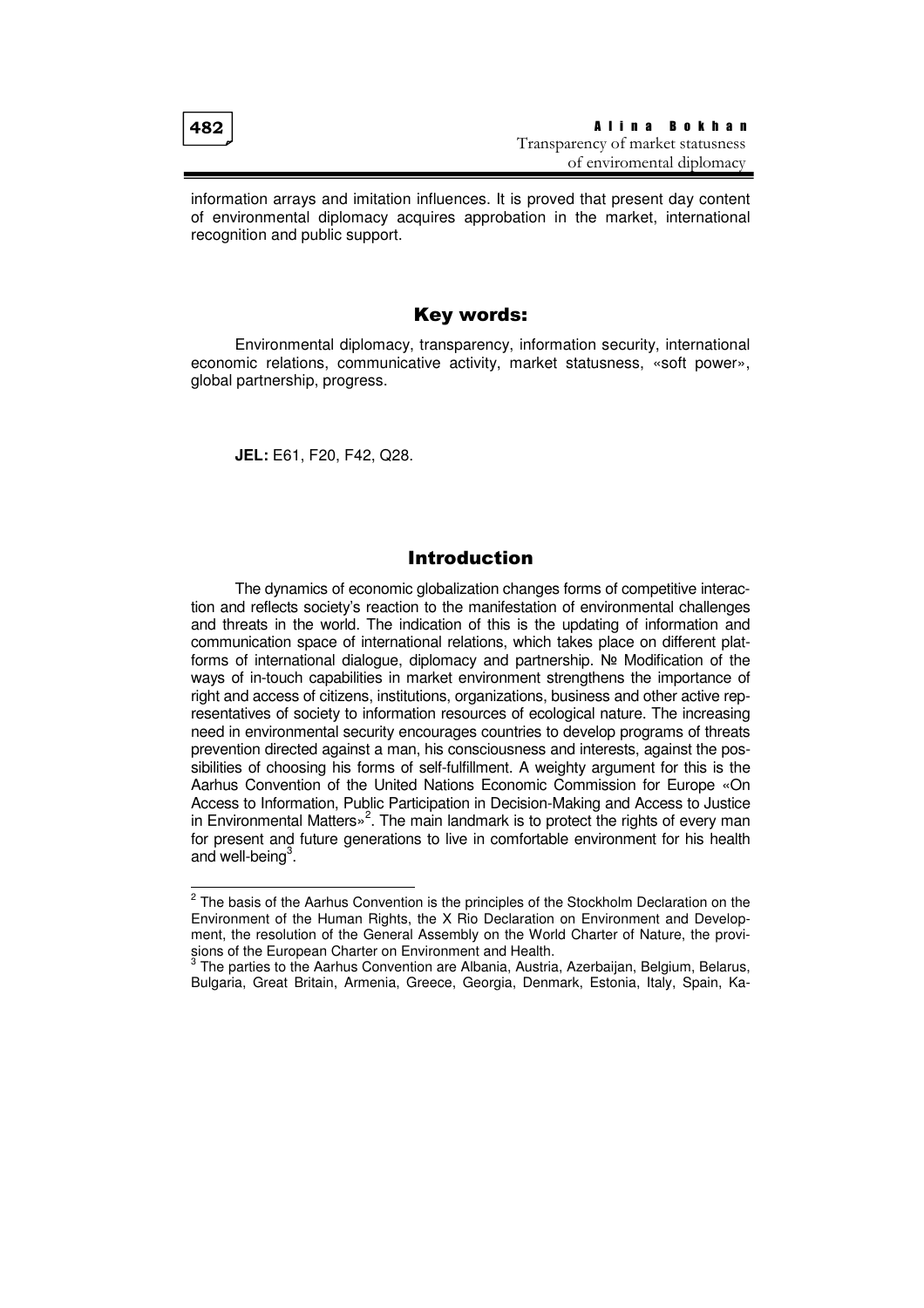information arrays and imitation influences. It is proved that present day content of environmental diplomacy acquires approbation in the market, international recognition and public support.

## Key words:

Environmental diplomacy, transparency, information security, international economic relations, communicative activity, market statusness, «soft power», global partnership, progress.

**JEL:** E61, F20, F42, Q28.

## Introduction

The dynamics of economic globalization changes forms of competitive interaction and reflects society's reaction to the manifestation of environmental challenges and threats in the world. The indication of this is the updating of information and communication space of international relations, which takes place on different platforms of international dialogue, diplomacy and partnership. № Modification of the ways of in-touch capabilities in market environment strengthens the importance of right and access of citizens, institutions, organizations, business and other active representatives of society to information resources of ecological nature. The increasing need in environmental security encourages countries to develop programs of threats prevention directed against a man, his consciousness and interests, against the possibilities of choosing his forms of self-fulfillment. A weighty argument for this is the Aarhus Convention of the United Nations Economic Commission for Europe «On Access to Information, Public Participation in Decision-Making and Access to Justice in Environmental Matters»[2]. The main landmark is to protect the rights of every man for present and future generations to live in comfortable environment for his health and well-being[3].

---

[2] The basis of the Aarhus Convention is the principles of the Stockholm Declaration on the Environment of the Human Rights, the X Rio Declaration on Environment and Development, the resolution of the General Assembly on the World Charter of Nature, the provisions of the European Charter on Environment and Health.

[3] The parties to the Aarhus Convention are Albania, Austria, Azerbaijan, Belgium, Belarus, Bulgaria, Great Britain, Armenia, Greece, Georgia, Denmark, Estonia, Italy, Spain, Ka-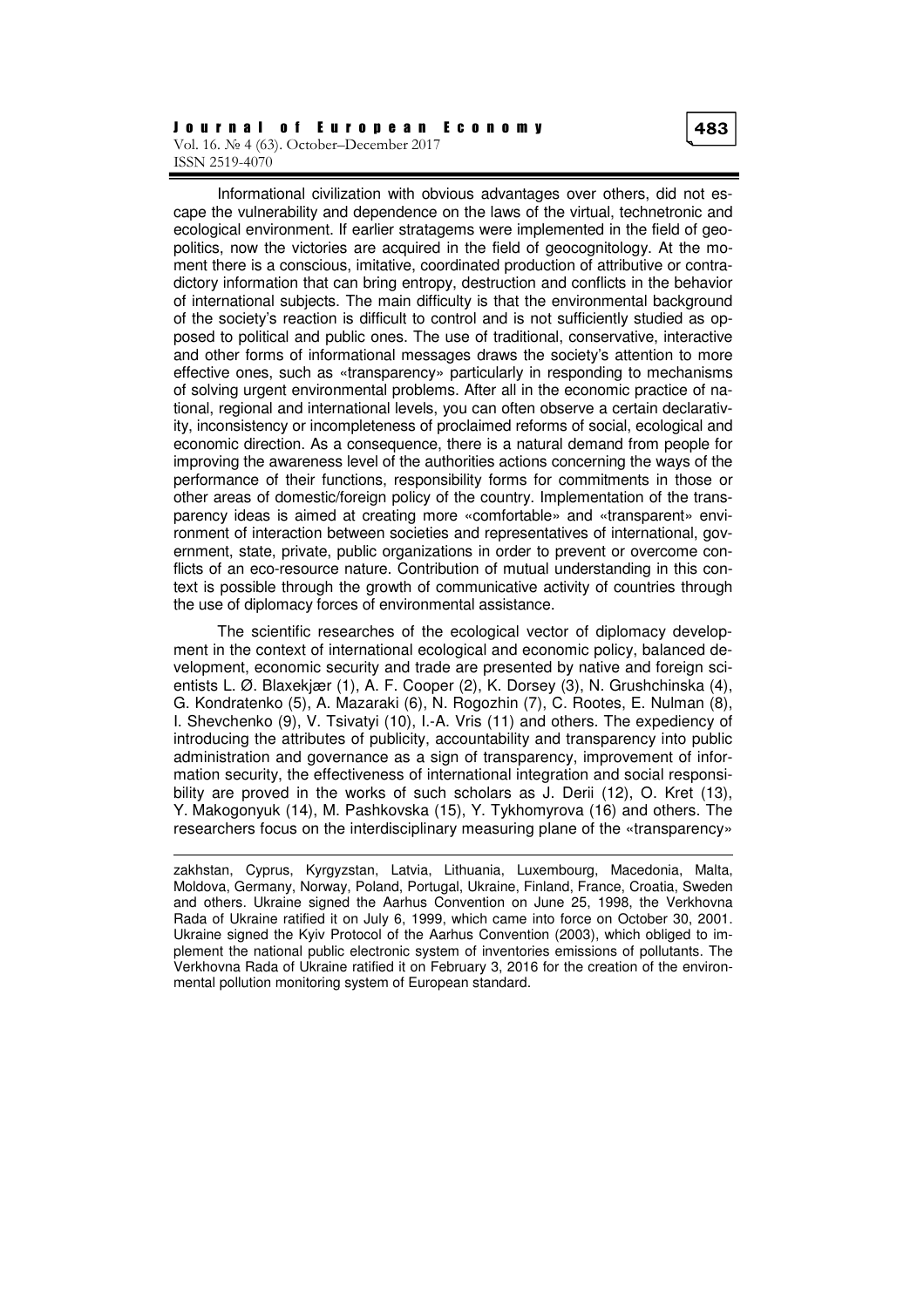Informational civilization with obvious advantages over others, did not escape the vulnerability and dependence on the laws of the virtual, technetronic and ecological environment. If earlier stratagems were implemented in the field of geopolitics, now the victories are acquired in the field of geocognitology. At the moment there is a conscious, imitative, coordinated production of attributive or contradictory information that can bring entropy, destruction and conflicts in the behavior of international subjects. The main difficulty is that the environmental background of the society's reaction is difficult to control and is not sufficiently studied as opposed to political and public ones. The use of traditional, conservative, interactive and other forms of informational messages draws the society's attention to more effective ones, such as «transparency» particularly in responding to mechanisms of solving urgent environmental problems. After all in the economic practice of national, regional and international levels, you can often observe a certain declarativity, inconsistency or incompleteness of proclaimed reforms of social, ecological and economic direction. As a consequence, there is a natural demand from people for improving the awareness level of the authorities actions concerning the ways of the performance of their functions, responsibility forms for commitments in those or other areas of domestic/foreign policy of the country. Implementation of the transparency ideas is aimed at creating more «comfortable» and «transparent» environment of interaction between societies and representatives of international, government, state, private, public organizations in order to prevent or overcome conflicts of an eco-resource nature. Contribution of mutual understanding in this context is possible through the growth of communicative activity of countries through the use of diplomacy forces of environmental assistance.

The scientific researches of the ecological vector of diplomacy development in the context of international ecological and economic policy, balanced development, economic security and trade are presented by native and foreign scientists L. Ø. Blaxekjær (1), A. F. Cooper (2), K. Dorsey (3), N. Grushchinska (4), G. Kondratenko (5), A. Mazaraki (6), N. Rogozhin (7), C. Rootes, E. Nulman (8), I. Shevchenko (9), V. Tsivatyi (10), I.-A. Vris (11) and others. The expediency of introducing the attributes of publicity, accountability and transparency into public administration and governance as a sign of transparency, improvement of information security, the effectiveness of international integration and social responsibility are proved in the works of such scholars as J. Derii (12), O. Kret (13), Y. Makogonyuk (14), M. Pashkovska (15), Y. Tykhomyrova (16) and others. The researchers focus on the interdisciplinary measuring plane of the «transparency»

---

zakhstan, Cyprus, Kyrgyzstan, Latvia, Lithuania, Luxembourg, Macedonia, Malta, Moldova, Germany, Norway, Poland, Portugal, Ukraine, Finland, France, Croatia, Sweden and others. Ukraine signed the Aarhus Convention on June 25, 1998, the Verkhovna Rada of Ukraine ratified it on July 6, 1999, which came into force on October 30, 2001. Ukraine signed the Kyiv Protocol of the Aarhus Convention (2003), which obliged to implement the national public electronic system of inventories emissions of pollutants. The Verkhovna Rada of Ukraine ratified it on February 3, 2016 for the creation of the environmental pollution monitoring system of European standard.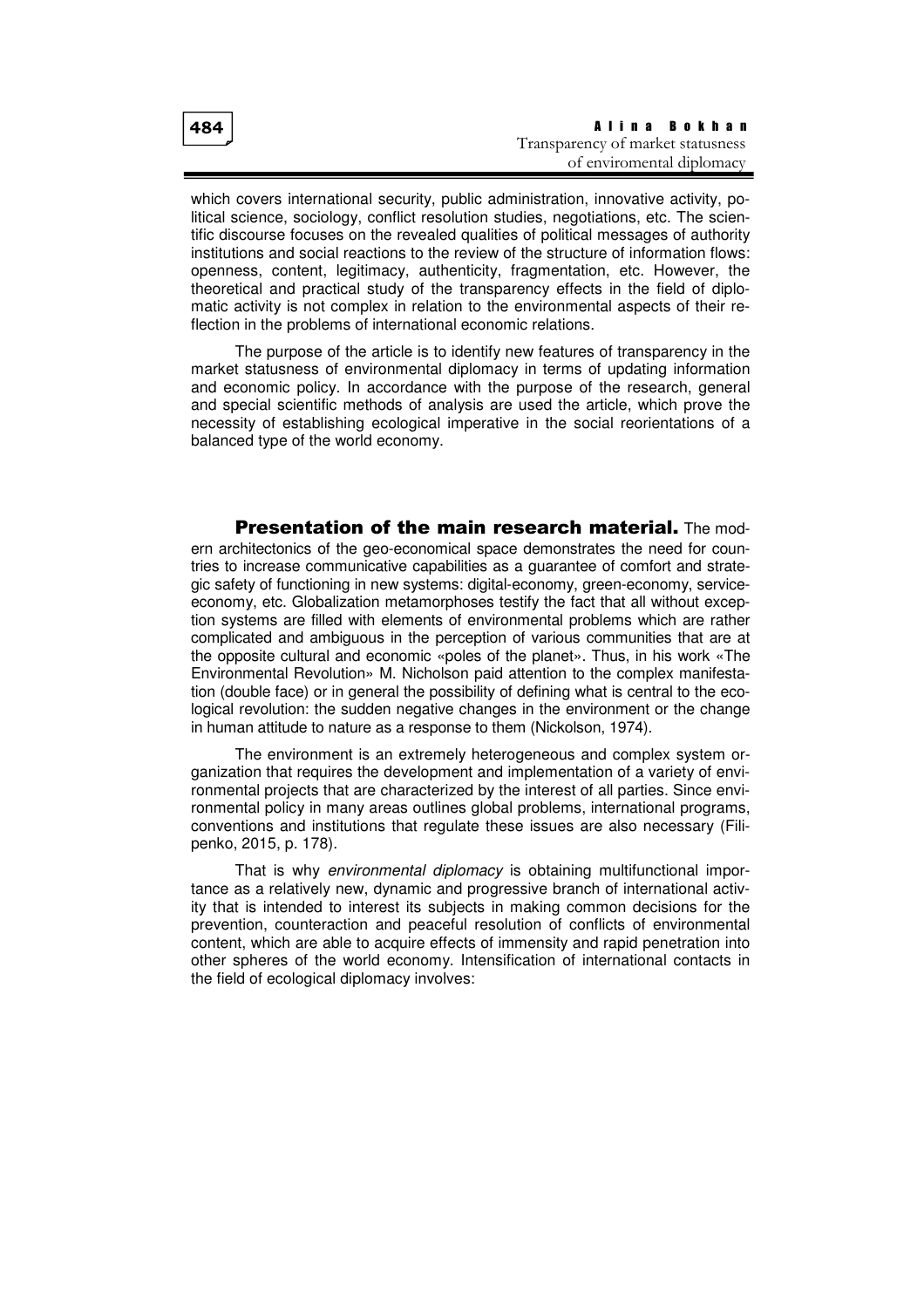which covers international security, public administration, innovative activity, political science, sociology, conflict resolution studies, negotiations, etc. The scientific discourse focuses on the revealed qualities of political messages of authority institutions and social reactions to the review of the structure of information flows: openness, content, legitimacy, authenticity, fragmentation, etc. However, the theoretical and practical study of the transparency effects in the field of diplomatic activity is not complex in relation to the environmental aspects of their reflection in the problems of international economic relations.

The purpose of the article is to identify new features of transparency in the market statusness of environmental diplomacy in terms of updating information and economic policy. In accordance with the purpose of the research, general and special scientific methods of analysis are used the article, which prove the necessity of establishing ecological imperative in the social reorientations of a balanced type of the world economy.

**Presentation of the main research material.** The modern architectonics of the geo-economical space demonstrates the need for countries to increase communicative capabilities as a guarantee of comfort and strategic safety of functioning in new systems: digital-economy, green-economy, service-economy, etc. Globalization metamorphoses testify the fact that all without exception systems are filled with elements of environmental problems which are rather complicated and ambiguous in the perception of various communities that are at the opposite cultural and economic «poles of the planet». Thus, in his work «The Environmental Revolution» M. Nicholson paid attention to the complex manifestation (double face) or in general the possibility of defining what is central to the ecological revolution: the sudden negative changes in the environment or the change in human attitude to nature as a response to them (Nickolson, 1974).

The environment is an extremely heterogeneous and complex system organization that requires the development and implementation of a variety of environmental projects that are characterized by the interest of all parties. Since environmental policy in many areas outlines global problems, international programs, conventions and institutions that regulate these issues are also necessary (Filipenko, 2015, p. 178).

That is why *environmental diplomacy* is obtaining multifunctional importance as a relatively new, dynamic and progressive branch of international activity that is intended to interest its subjects in making common decisions for the prevention, counteraction and peaceful resolution of conflicts of environmental content, which are able to acquire effects of immensity and rapid penetration into other spheres of the world economy. Intensification of international contacts in the field of ecological diplomacy involves: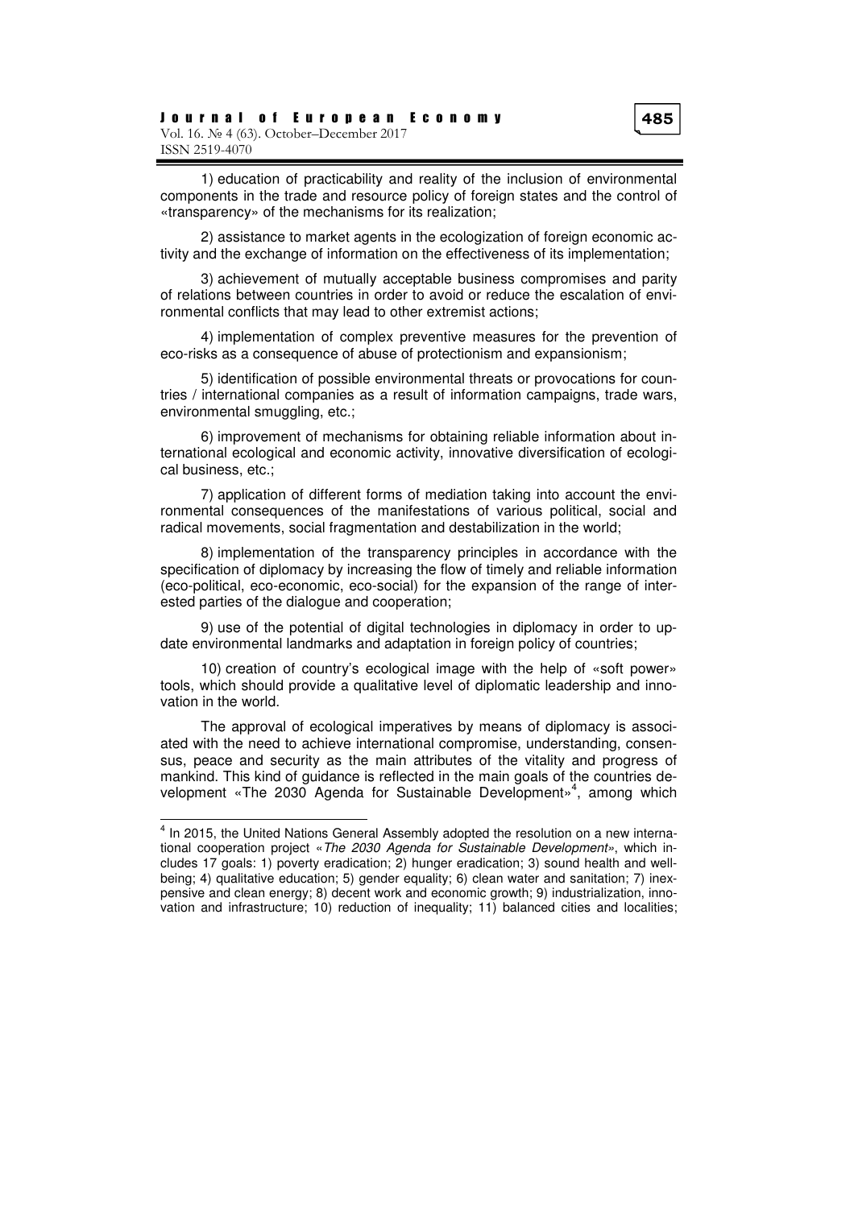1) education of practicability and reality of the inclusion of environmental components in the trade and resource policy of foreign states and the control of «transparency» of the mechanisms for its realization;

2) assistance to market agents in the ecologization of foreign economic activity and the exchange of information on the effectiveness of its implementation;

3) achievement of mutually acceptable business compromises and parity of relations between countries in order to avoid or reduce the escalation of environmental conflicts that may lead to other extremist actions;

4) implementation of complex preventive measures for the prevention of eco-risks as a consequence of abuse of protectionism and expansionism;

5) identification of possible environmental threats or provocations for countries / international companies as a result of information campaigns, trade wars, environmental smuggling, etc.;

6) improvement of mechanisms for obtaining reliable information about international ecological and economic activity, innovative diversification of ecological business, etc.;

7) application of different forms of mediation taking into account the environmental consequences of the manifestations of various political, social and radical movements, social fragmentation and destabilization in the world;

8) implementation of the transparency principles in accordance with the specification of diplomacy by increasing the flow of timely and reliable information (eco-political, eco-economic, eco-social) for the expansion of the range of interested parties of the dialogue and cooperation;

9) use of the potential of digital technologies in diplomacy in order to update environmental landmarks and adaptation in foreign policy of countries;

10) creation of country's ecological image with the help of «soft power» tools, which should provide a qualitative level of diplomatic leadership and innovation in the world.

The approval of ecological imperatives by means of diplomacy is associated with the need to achieve international compromise, understanding, consensus, peace and security as the main attributes of the vitality and progress of mankind. This kind of guidance is reflected in the main goals of the countries development «The 2030 Agenda for Sustainable Development»[4], among which

[4] In 2015, the United Nations General Assembly adopted the resolution on a new international cooperation project «*The 2030 Agenda for Sustainable Development*», which includes 17 goals: 1) poverty eradication; 2) hunger eradication; 3) sound health and wellbeing; 4) qualitative education; 5) gender equality; 6) clean water and sanitation; 7) inexpensive and clean energy; 8) decent work and economic growth; 9) industrialization, innovation and infrastructure; 10) reduction of inequality; 11) balanced cities and localities;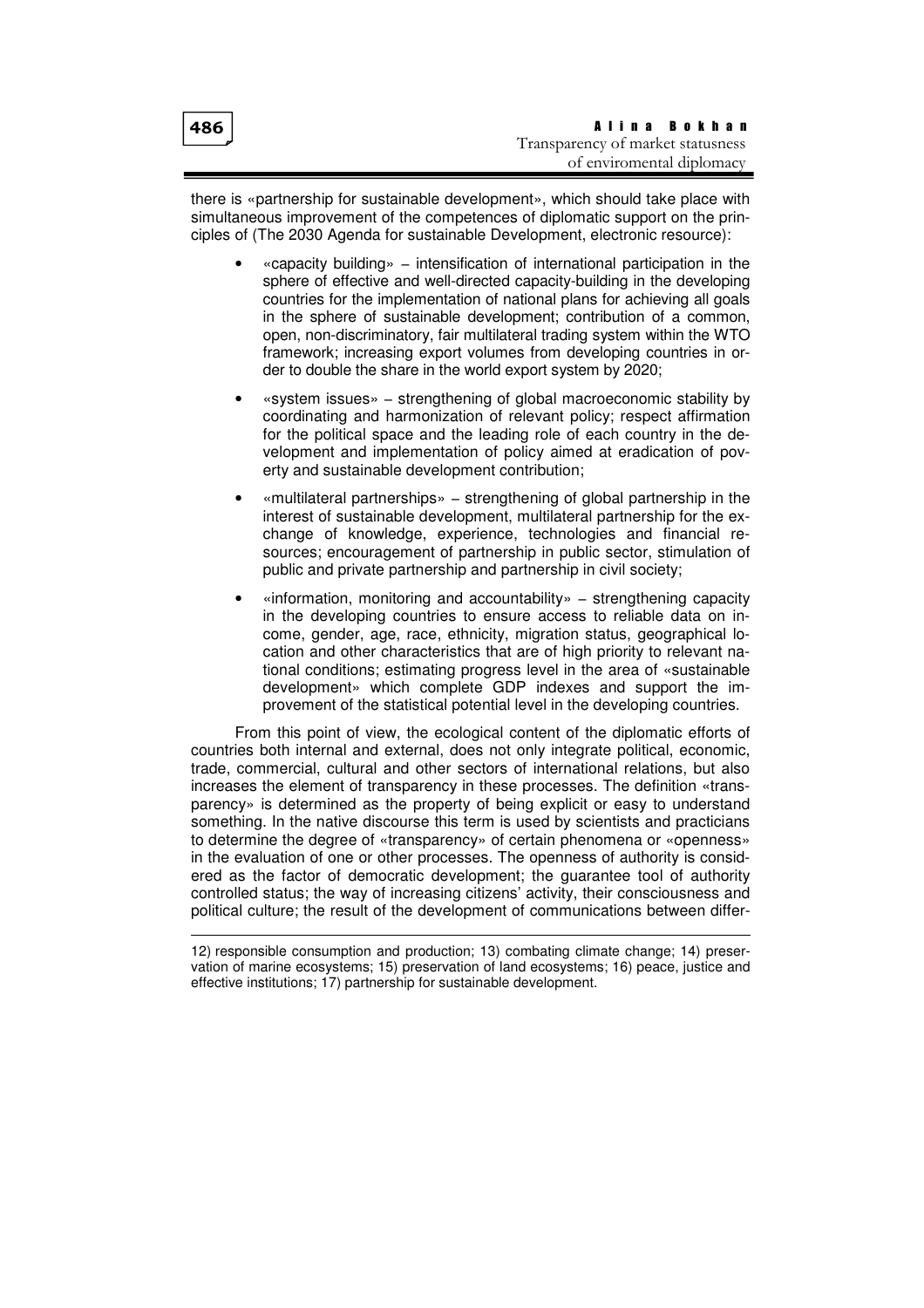there is «partnership for sustainable development», which should take place with simultaneous improvement of the competences of diplomatic support on the principles of (The 2030 Agenda for sustainable Development, electronic resource):

- «capacity building» – intensification of international participation in the sphere of effective and well-directed capacity-building in the developing countries for the implementation of national plans for achieving all goals in the sphere of sustainable development; contribution of a common, open, non-discriminatory, fair multilateral trading system within the WTO framework; increasing export volumes from developing countries in order to double the share in the world export system by 2020;

- «system issues» – strengthening of global macroeconomic stability by coordinating and harmonization of relevant policy; respect affirmation for the political space and the leading role of each country in the development and implementation of policy aimed at eradication of poverty and sustainable development contribution;

- «multilateral partnerships» – strengthening of global partnership in the interest of sustainable development, multilateral partnership for the exchange of knowledge, experience, technologies and financial resources; encouragement of partnership in public sector, stimulation of public and private partnership and partnership in civil society;

- «information, monitoring and accountability» – strengthening capacity in the developing countries to ensure access to reliable data on income, gender, age, race, ethnicity, migration status, geographical location and other characteristics that are of high priority to relevant national conditions; estimating progress level in the area of «sustainable development» which complete GDP indexes and support the improvement of the statistical potential level in the developing countries.

From this point of view, the ecological content of the diplomatic efforts of countries both internal and external, does not only integrate political, economic, trade, commercial, cultural and other sectors of international relations, but also increases the element of transparency in these processes. The definition «transparency» is determined as the property of being explicit or easy to understand something. In the native discourse this term is used by scientists and practicians to determine the degree of «transparency» of certain phenomena or «openness» in the evaluation of one or other processes. The openness of authority is considered as the factor of democratic development; the guarantee tool of authority controlled status; the way of increasing citizens' activity, their consciousness and political culture; the result of the development of communications between differ-

---

12) responsible consumption and production; 13) combating climate change; 14) preservation of marine ecosystems; 15) preservation of land ecosystems; 16) peace, justice and effective institutions; 17) partnership for sustainable development.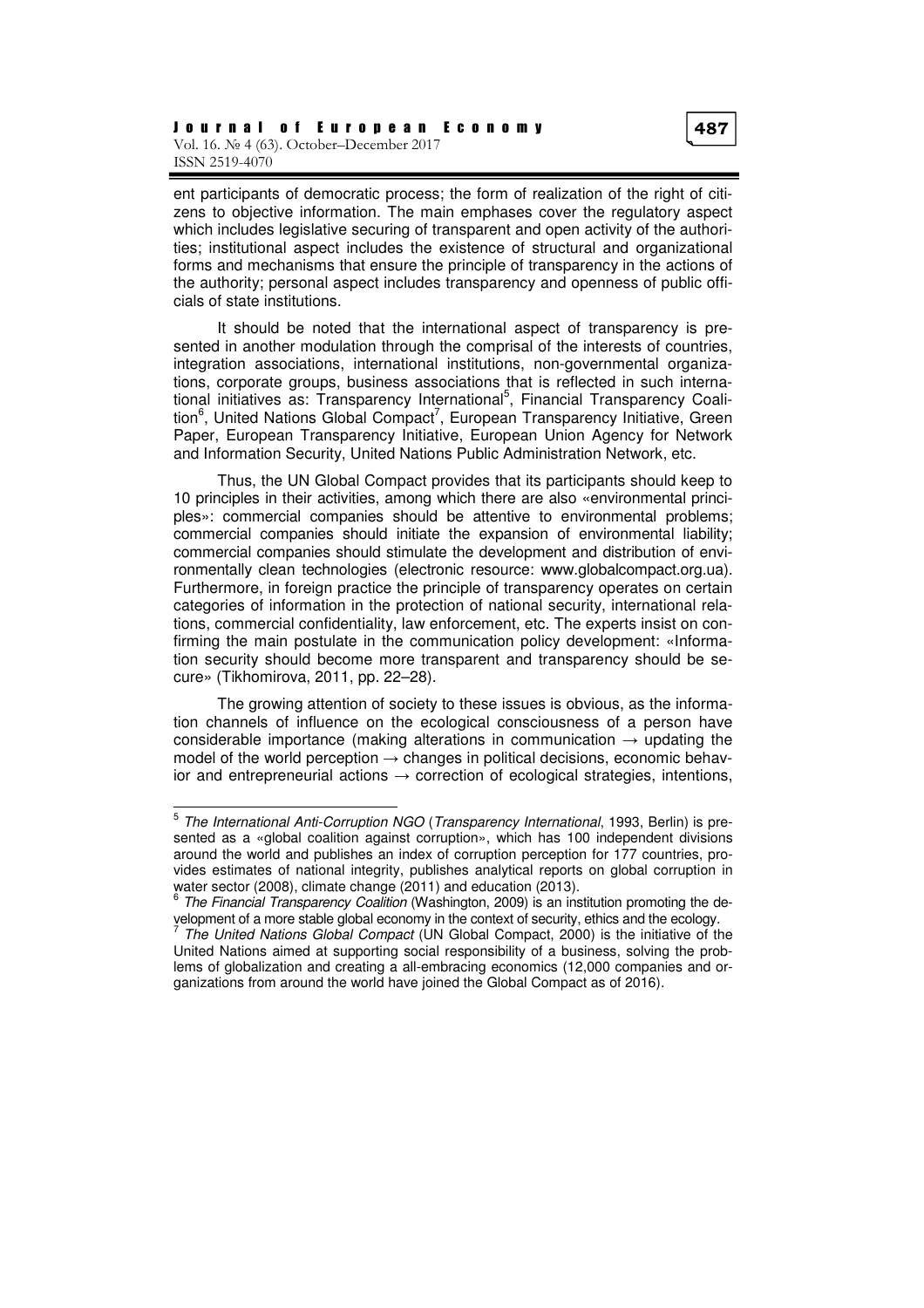ent participants of democratic process; the form of realization of the right of citizens to objective information. The main emphases cover the regulatory aspect which includes legislative securing of transparent and open activity of the authorities; institutional aspect includes the existence of structural and organizational forms and mechanisms that ensure the principle of transparency in the actions of the authority; personal aspect includes transparency and openness of public officials of state institutions.

It should be noted that the international aspect of transparency is presented in another modulation through the comprisal of the interests of countries, integration associations, international institutions, non-governmental organizations, corporate groups, business associations that is reflected in such international initiatives as: Transparency International[5], Financial Transparency Coalition[6], United Nations Global Compact[7], European Transparency Initiative, Green Paper, European Transparency Initiative, European Union Agency for Network and Information Security, United Nations Public Administration Network, etc.

Thus, the UN Global Compact provides that its participants should keep to 10 principles in their activities, among which there are also «environmental principles»: commercial companies should be attentive to environmental problems; commercial companies should initiate the expansion of environmental liability; commercial companies should stimulate the development and distribution of environmentally clean technologies (electronic resource: www.globalcompact.org.ua). Furthermore, in foreign practice the principle of transparency operates on certain categories of information in the protection of national security, international relations, commercial confidentiality, law enforcement, etc. The experts insist on confirming the main postulate in the communication policy development: «Information security should become more transparent and transparency should be secure» (Tikhomirova, 2011, pp. 22–28).

The growing attention of society to these issues is obvious, as the information channels of influence on the ecological consciousness of a person have considerable importance (making alterations in communication → updating the model of the world perception → changes in political decisions, economic behavior and entrepreneurial actions → correction of ecological strategies, intentions,

---

[5] *The International Anti-Corruption NGO* (*Transparency International*, 1993, Berlin) is presented as a «global coalition against corruption», which has 100 independent divisions around the world and publishes an index of corruption perception for 177 countries, provides estimates of national integrity, publishes analytical reports on global corruption in water sector (2008), climate change (2011) and education (2013).

[6] *The Financial Transparency Coalition* (Washington, 2009) is an institution promoting the development of a more stable global economy in the context of security, ethics and the ecology.

[7] *The United Nations Global Compact* (UN Global Compact, 2000) is the initiative of the United Nations aimed at supporting social responsibility of a business, solving the problems of globalization and creating a all-embracing economics (12,000 companies and organizations from around the world have joined the Global Compact as of 2016).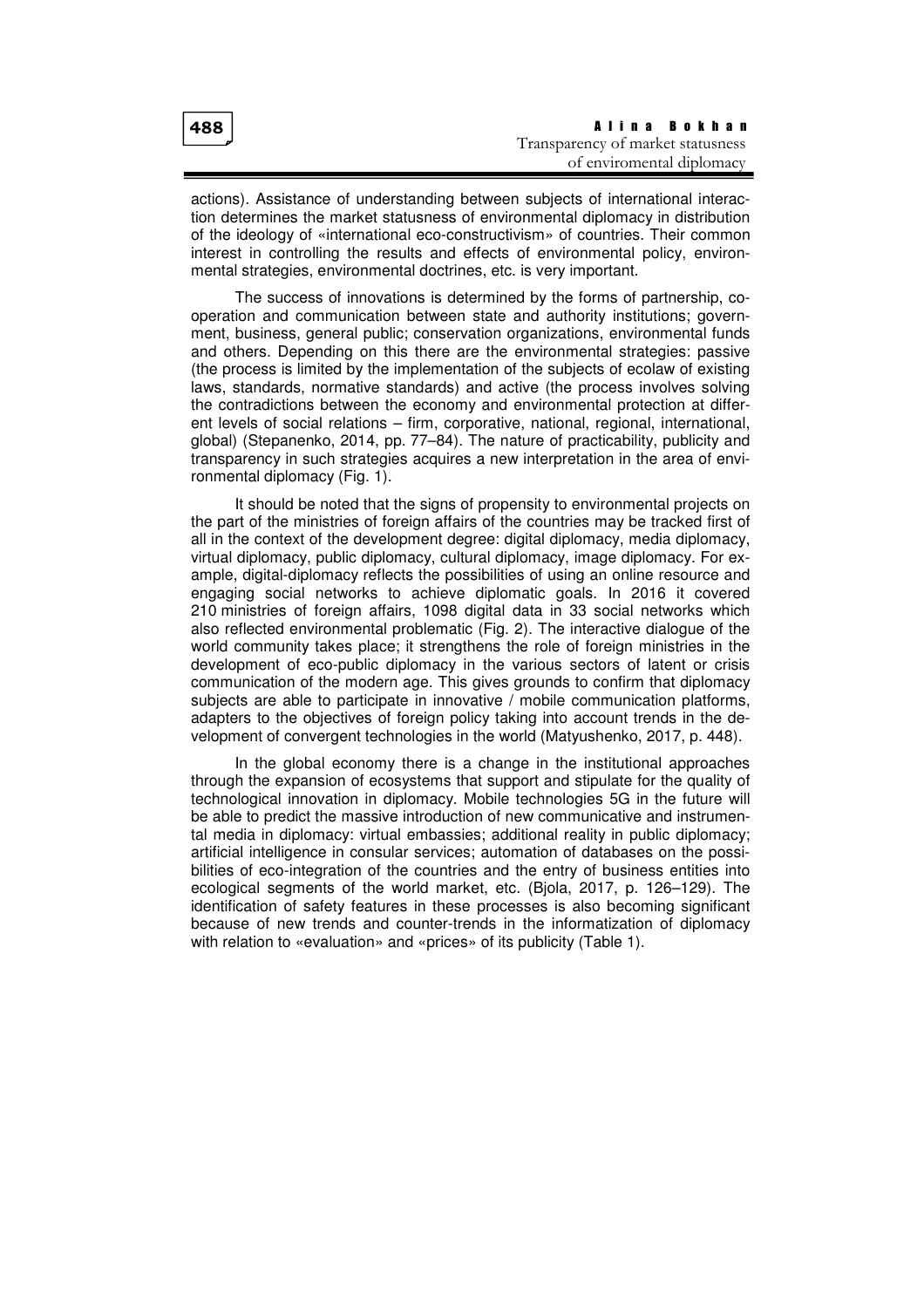actions). Assistance of understanding between subjects of international interaction determines the market statusness of environmental diplomacy in distribution of the ideology of «international eco-constructivism» of countries. Their common interest in controlling the results and effects of environmental policy, environmental strategies, environmental doctrines, etc. is very important.

The success of innovations is determined by the forms of partnership, cooperation and communication between state and authority institutions; government, business, general public; conservation organizations, environmental funds and others. Depending on this there are the environmental strategies: passive (the process is limited by the implementation of the subjects of ecolaw of existing laws, standards, normative standards) and active (the process involves solving the contradictions between the economy and environmental protection at different levels of social relations – firm, corporative, national, regional, international, global) (Stepanenko, 2014, pp. 77–84). The nature of practicability, publicity and transparency in such strategies acquires a new interpretation in the area of environmental diplomacy (Fig. 1).

It should be noted that the signs of propensity to environmental projects on the part of the ministries of foreign affairs of the countries may be tracked first of all in the context of the development degree: digital diplomacy, media diplomacy, virtual diplomacy, public diplomacy, cultural diplomacy, image diplomacy. For example, digital-diplomacy reflects the possibilities of using an online resource and engaging social networks to achieve diplomatic goals. In 2016 it covered 210 ministries of foreign affairs, 1098 digital data in 33 social networks which also reflected environmental problematic (Fig. 2). The interactive dialogue of the world community takes place; it strengthens the role of foreign ministries in the development of eco-public diplomacy in the various sectors of latent or crisis communication of the modern age. This gives grounds to confirm that diplomacy subjects are able to participate in innovative / mobile communication platforms, adapters to the objectives of foreign policy taking into account trends in the development of convergent technologies in the world (Matyushenko, 2017, p. 448).

In the global economy there is a change in the institutional approaches through the expansion of ecosystems that support and stipulate for the quality of technological innovation in diplomacy. Mobile technologies 5G in the future will be able to predict the massive introduction of new communicative and instrumental media in diplomacy: virtual embassies; additional reality in public diplomacy; artificial intelligence in consular services; automation of databases on the possibilities of eco-integration of the countries and the entry of business entities into ecological segments of the world market, etc. (Bjola, 2017, p. 126–129). The identification of safety features in these processes is also becoming significant because of new trends and counter-trends in the informatization of diplomacy with relation to «evaluation» and «prices» of its publicity (Table 1).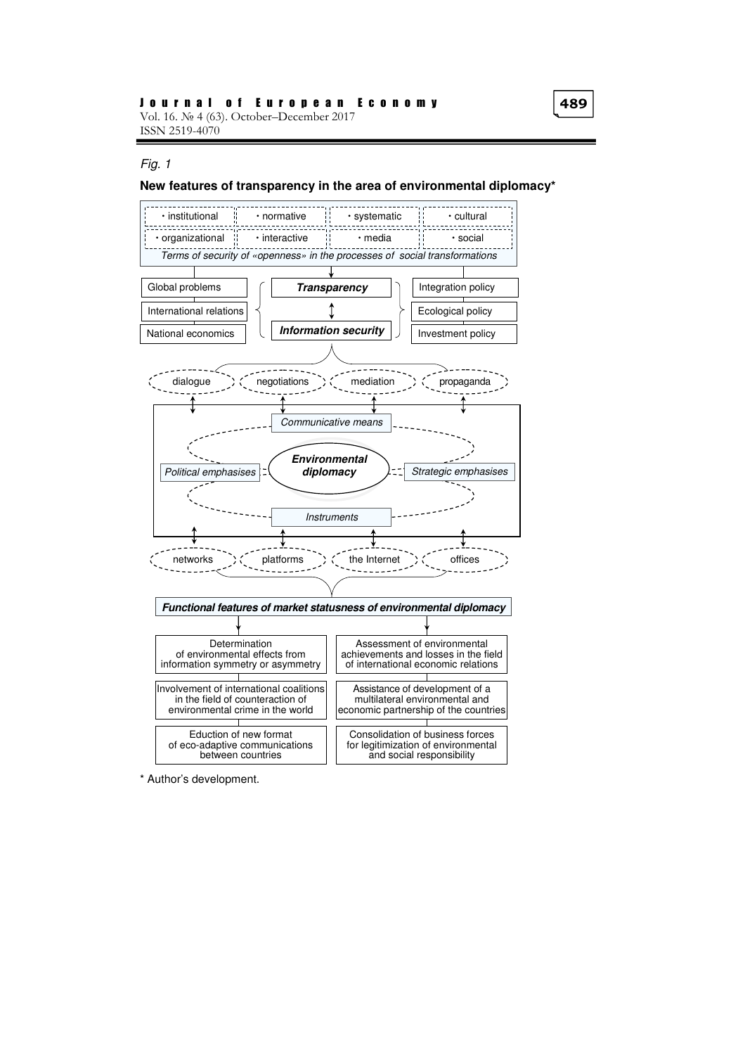*Fig. 1*

**New features of transparency in the area of environmental diplomacy***

- institutional
- normative
- systematic
- cultural
- organizational
- interactive
- media
- social

*Terms of security of «openness» in the processes of social transformations*

Global problems

International relations

National economics

***Transparency***

***Information security***

Integration policy

Ecological policy

Investment policy

dialogue | negotiations | mediation | propaganda

*Communicative means*

*Political emphasises*

***Environmental diplomacy***

*Strategic emphasises*

*Instruments*

networks | platforms | the Internet | offices

***Functional features of market statusness of environmental diplomacy***

Determination of environmental effects from information symmetry or asymmetry

Involvement of international coalitions in the field of counteraction of environmental crime in the world

Eduction of new format of eco-adaptive communications between countries

Assessment of environmental achievements and losses in the field of international economic relations

Assistance to development of a multilateral environmental and economic partnership of the countries

Consolidation of business forces for legitimization of environmental and social responsibility

* Author's development.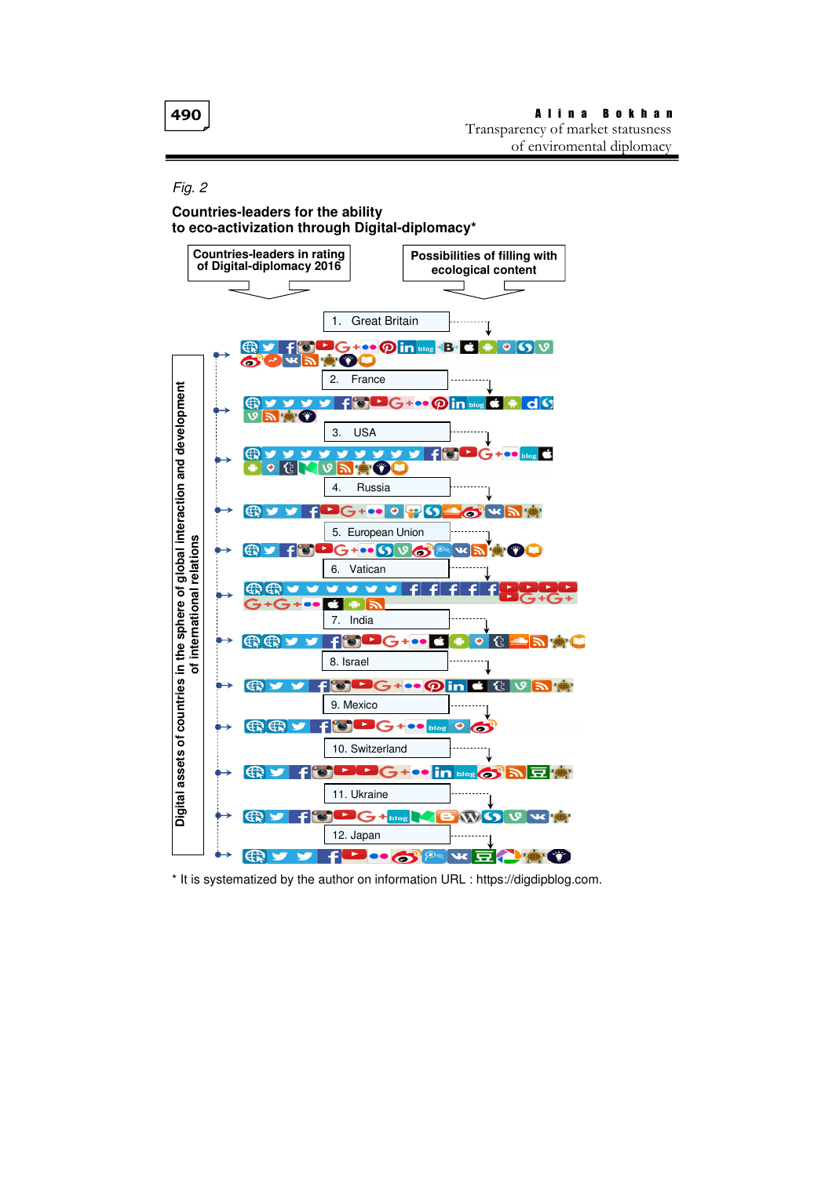*Fig. 2*

**Countries-leaders for the ability to eco-activization through Digital-diplomacy***

**Countries-leaders in rating of Digital-diplomacy 2016**

**Possibilities of filling with ecological content**

**Digital assets of countries in the sphere of global interaction and development of international relations**

1. Great Britain
2. France
3. USA
4. Russia
5. European Union
6. Vatican
7. India
8. Israel
9. Mexico
10. Switzerland
11. Ukraine
12. Japan

* It is systematized by the author on information URL : https://digdipblog.com.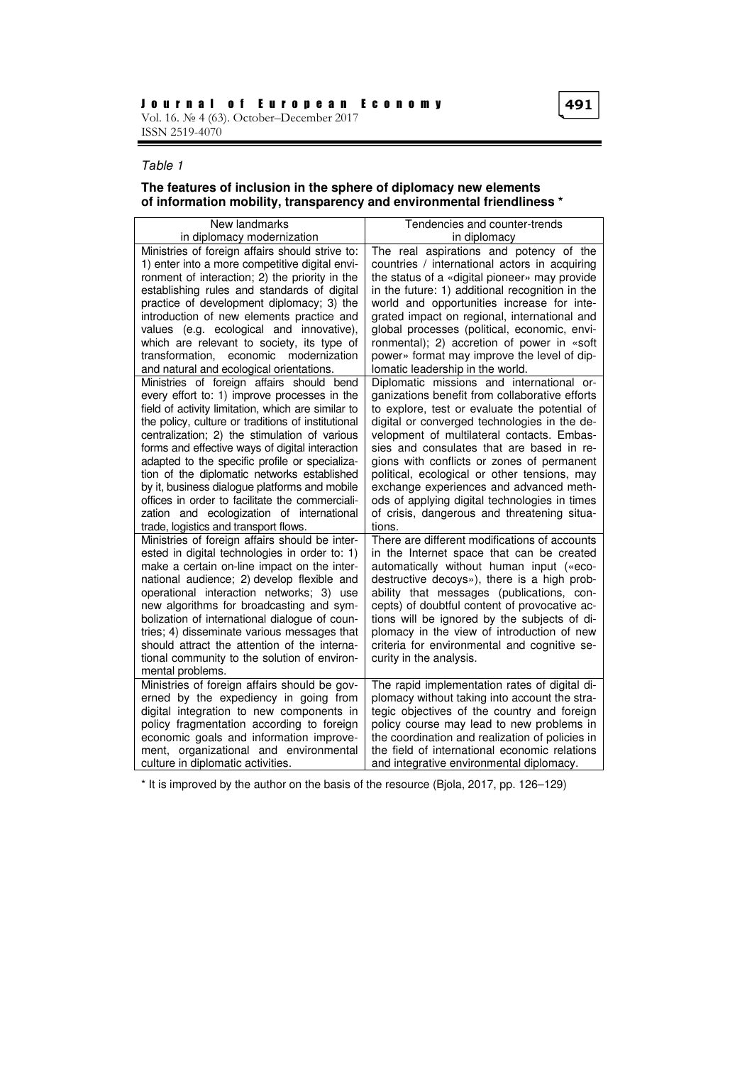*Table 1*

**The features of inclusion in the sphere of diplomacy new elements of information mobility, transparency and environmental friendliness \***

| New landmarks in diplomacy modernization | Tendencies and counter-trends in diplomacy |
|---|---|
| Ministries of foreign affairs should strive to: 1) enter into a more competitive digital environment of interaction; 2) the priority in the establishing rules and standards of digital practice of development diplomacy; 3) the introduction of new elements practice and values (e.g. ecological and innovative), which are relevant to society, its type of transformation, economic modernization and natural and ecological orientations. | The real aspirations and potency of the countries / international actors in acquiring the status of a «digital pioneer» may provide in the future: 1) additional recognition in the world and opportunities increase for integrated impact on regional, international and global processes (political, economic, environmental); 2) accretion of power in «soft power» format may improve the level of diplomatic leadership in the world. |
| Ministries of foreign affairs should bend every effort to: 1) improve processes in the field of activity limitation, which are similar to the policy, culture or traditions of institutional centralization; 2) the stimulation of various forms and effective ways of digital interaction adapted to the specific profile or specialization of the diplomatic networks established by it, business dialogue platforms and mobile offices in order to facilitate the commercialization and ecologization of international trade, logistics and transport flows. | Diplomatic missions and international organizations benefit from collaborative efforts to explore, test or evaluate the potential of digital or converged technologies in the development of multilateral contacts. Embassies and consulates that are based in regions with conflicts or zones of permanent political, ecological or other tensions, may exchange experiences and advanced methods of applying digital technologies in times of crisis, dangerous and threatening situations. |
| Ministries of foreign affairs should be interested in digital technologies in order to: 1) make a certain on-line impact on the international audience; 2) develop flexible and operational interaction networks; 3) use new algorithms for broadcasting and symbolization of international dialogue of countries; 4) disseminate various messages that should attract the attention of the international community to the solution of environmental problems. | There are different modifications of accounts in the Internet space that can be created automatically without human input («eco-destructive decoys»), there is a high probability that messages (publications, concepts) of doubtful content of provocative actions will be ignored by the subjects of diplomacy in the view of introduction of new criteria for environmental and cognitive security in the analysis. |
| Ministries of foreign affairs should be governed by the expediency in going from digital integration to new components in policy fragmentation according to foreign economic goals and information improvement, organizational and environmental culture in diplomatic activities. | The rapid implementation rates of digital diplomacy without taking into account the strategic objectives of the country and foreign policy course may lead to new problems in the coordination and realization of policies in the field of international economic relations and integrative environmental diplomacy. |

\* It is improved by the author on the basis of the resource (Bjola, 2017, pp. 126–129)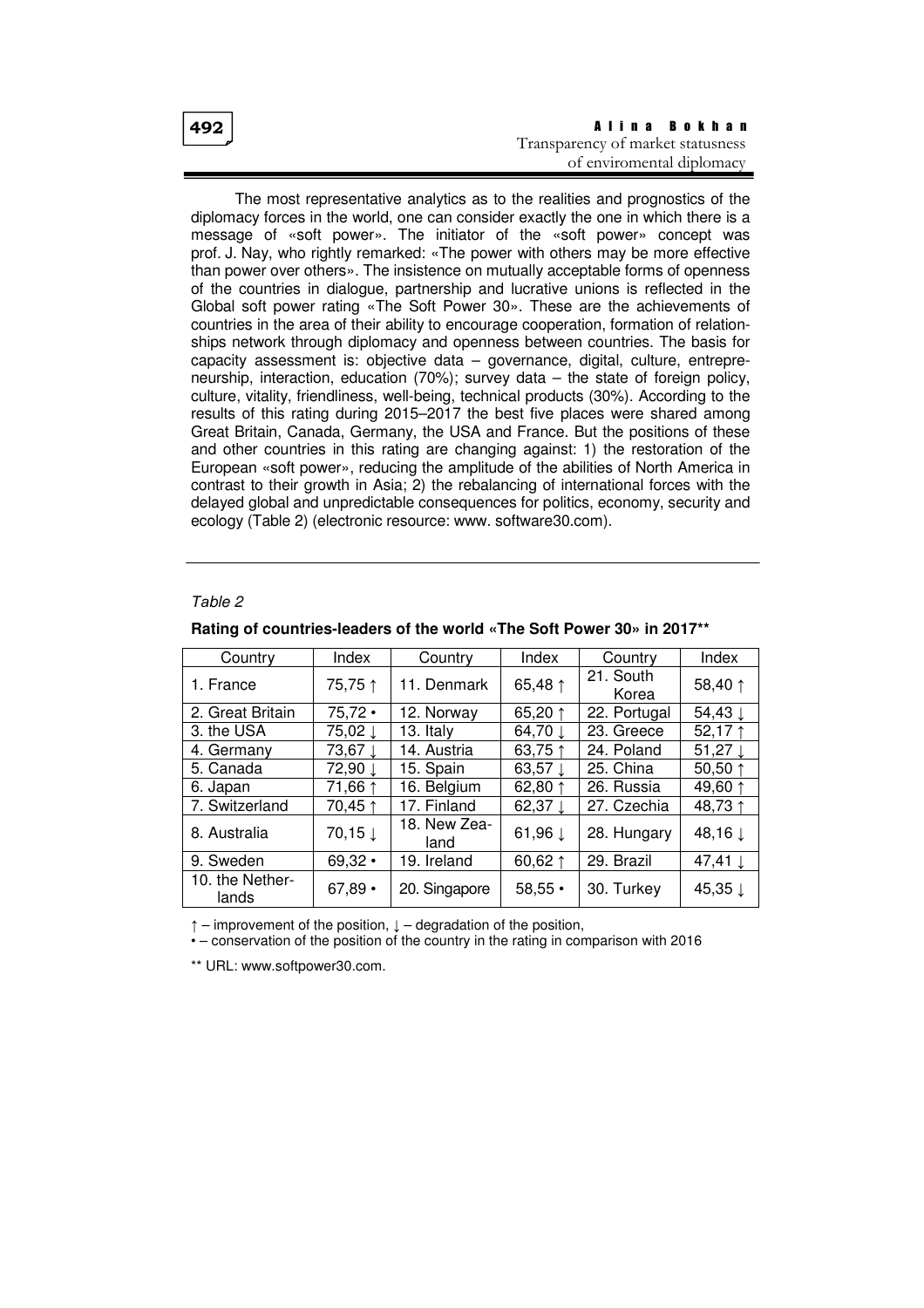The most representative analytics as to the realities and prognostics of the diplomacy forces in the world, one can consider exactly the one in which there is a message of «soft power». The initiator of the «soft power» concept was prof. J. Nay, who rightly remarked: «The power with others may be more effective than power over others». The insistence on mutually acceptable forms of openness of the countries in dialogue, partnership and lucrative unions is reflected in the Global soft power rating «The Soft Power 30». These are the achievements of countries in the area of their ability to encourage cooperation, formation of relationships network through diplomacy and openness between countries. The basis for capacity assessment is: objective data – governance, digital, culture, entrepreneurship, interaction, education (70%); survey data – the state of foreign policy, culture, vitality, friendliness, well-being, technical products (30%). According to the results of this rating during 2015–2017 the best five places were shared among Great Britain, Canada, Germany, the USA and France. But the positions of these and other countries in this rating are changing against: 1) the restoration of the European «soft power», reducing the amplitude of the abilities of North America in contrast to their growth in Asia; 2) the rebalancing of international forces with the delayed global and unpredictable consequences for politics, economy, security and ecology (Table 2) (electronic resource: www. software30.com).

*Table 2*

**Rating of countries-leaders of the world «The Soft Power 30» in 2017****

| Country | Index | Country | Index | Country | Index |
|---|---|---|---|---|---|
| 1. France | 75,75 ↑ | 11. Denmark | 65,48 ↑ | 21. South Korea | 58,40 ↑ |
| 2. Great Britain | 75,72 • | 12. Norway | 65,20 ↑ | 22. Portugal | 54,43 ↓ |
| 3. the USA | 75,02 ↓ | 13. Italy | 64,70 ↓ | 23. Greece | 52,17 ↑ |
| 4. Germany | 73,67 ↓ | 14. Austria | 63,75 ↑ | 24. Poland | 51,27 ↓ |
| 5. Canada | 72,90 ↓ | 15. Spain | 63,57 ↓ | 25. China | 50,50 ↑ |
| 6. Japan | 71,66 ↑ | 16. Belgium | 62,80 ↑ | 26. Russia | 49,60 ↑ |
| 7. Switzerland | 70,45 ↑ | 17. Finland | 62,37 ↓ | 27. Czechia | 48,73 ↑ |
| 8. Australia | 70,15 ↓ | 18. New Zealand | 61,96 ↓ | 28. Hungary | 48,16 ↓ |
| 9. Sweden | 69,32 • | 19. Ireland | 60,62 ↑ | 29. Brazil | 47,41 ↓ |
| 10. the Netherlands | 67,89 • | 20. Singapore | 58,55 • | 30. Turkey | 45,35 ↓ |

↑ – improvement of the position, ↓ – degradation of the position,

• – conservation of the position of the country in the rating in comparison with 2016

** URL: www.softpower30.com.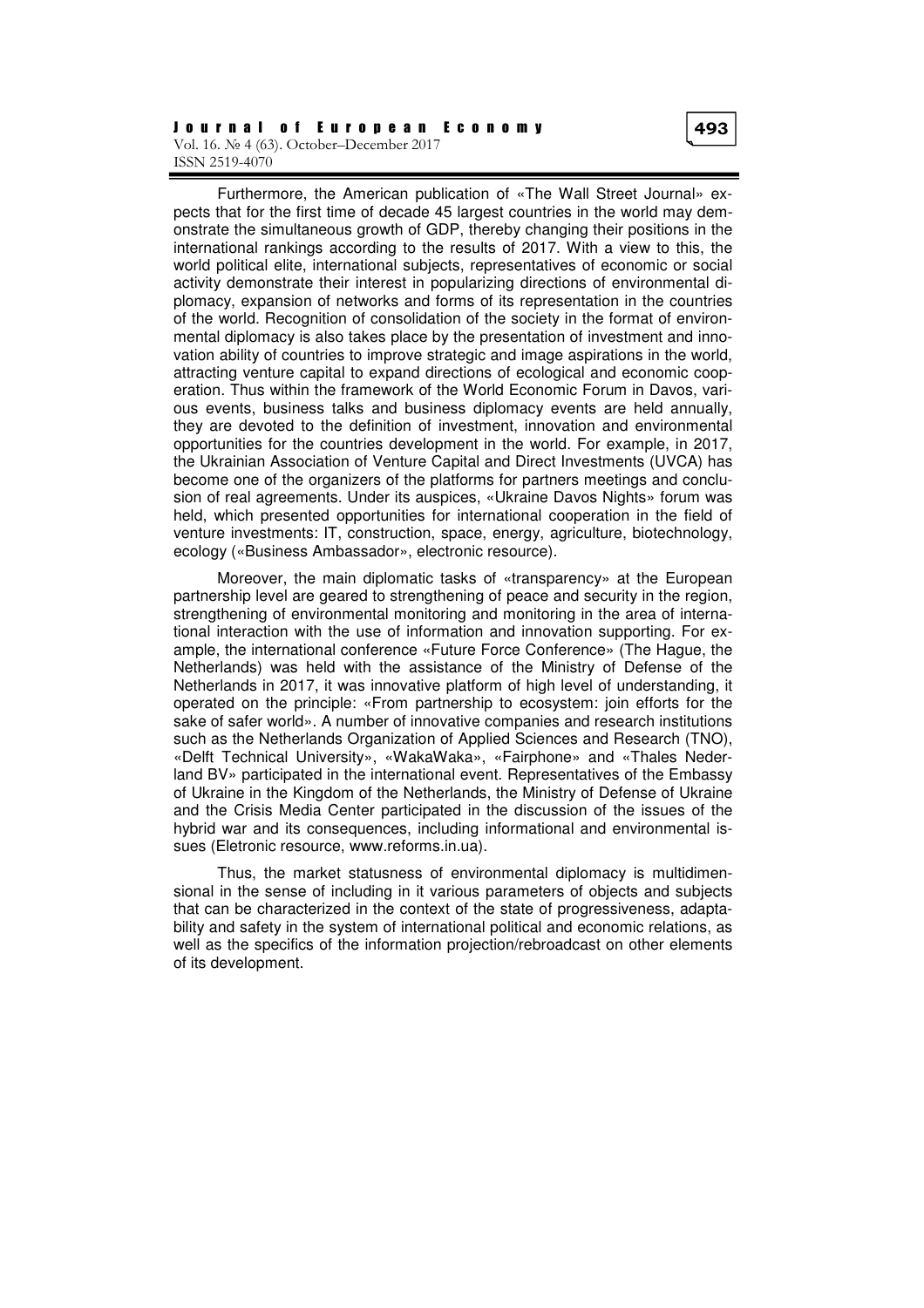Furthermore, the American publication of «The Wall Street Journal» expects that for the first time of decade 45 largest countries in the world may demonstrate the simultaneous growth of GDP, thereby changing their positions in the international rankings according to the results of 2017. With a view to this, the world political elite, international subjects, representatives of economic or social activity demonstrate their interest in popularizing directions of environmental diplomacy, expansion of networks and forms of its representation in the countries of the world. Recognition of consolidation of the society in the format of environmental diplomacy is also takes place by the presentation of investment and innovation ability of countries to improve strategic and image aspirations in the world, attracting venture capital to expand directions of ecological and economic cooperation. Thus within the framework of the World Economic Forum in Davos, various events, business talks and business diplomacy events are held annually, they are devoted to the definition of investment, innovation and environmental opportunities for the countries development in the world. For example, in 2017, the Ukrainian Association of Venture Capital and Direct Investments (UVCA) has become one of the organizers of the platforms for partners meetings and conclusion of real agreements. Under its auspices, «Ukraine Davos Nights» forum was held, which presented opportunities for international cooperation in the field of venture investments: IT, construction, space, energy, agriculture, biotechnology, ecology («Business Ambassador», electronic resource).

Moreover, the main diplomatic tasks of «transparency» at the European partnership level are geared to strengthening of peace and security in the region, strengthening of environmental monitoring and monitoring in the area of international interaction with the use of information and innovation supporting. For example, the international conference «Future Force Conference» (The Hague, the Netherlands) was held with the assistance of the Ministry of Defense of the Netherlands in 2017, it was innovative platform of high level of understanding, it operated on the principle: «From partnership to ecosystem: join efforts for the sake of safer world». A number of innovative companies and research institutions such as the Netherlands Organization of Applied Sciences and Research (TNO), «Delft Technical University», «WakaWaka», «Fairphone» and «Thales Nederland BV» participated in the international event. Representatives of the Embassy of Ukraine in the Kingdom of the Netherlands, the Ministry of Defense of Ukraine and the Crisis Media Center participated in the discussion of the issues of the hybrid war and its consequences, including informational and environmental issues (Eletronic resource, www.reforms.in.ua).

Thus, the market statusness of environmental diplomacy is multidimensional in the sense of including in it various parameters of objects and subjects that can be characterized in the context of the state of progressiveness, adaptability and safety in the system of international political and economic relations, as well as the specifics of the information projection/rebroadcast on other elements of its development.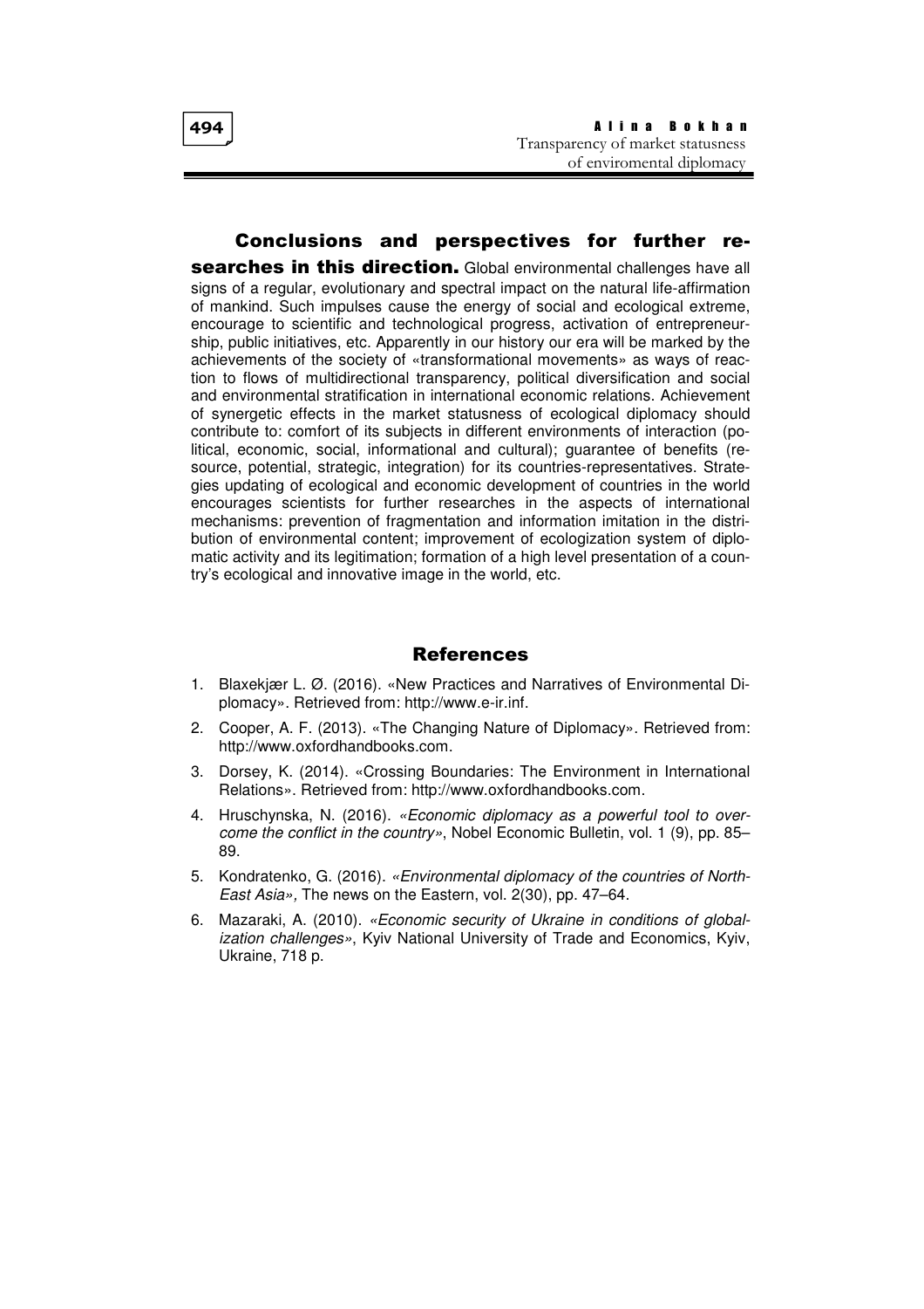**Conclusions and perspectives for further researches in this direction.** Global environmental challenges have all signs of a regular, evolutionary and spectral impact on the natural life-affirmation of mankind. Such impulses cause the energy of social and ecological extreme, encourage to scientific and technological progress, activation of entrepreneurship, public initiatives, etc. Apparently in our history our era will be marked by the achievements of the society of «transformational movements» as ways of reaction to flows of multidirectional transparency, political diversification and social and environmental stratification in international economic relations. Achievement of synergetic effects in the market statusness of ecological diplomacy should contribute to: comfort of its subjects in different environments of interaction (political, economic, social, informational and cultural); guarantee of benefits (resource, potential, strategic, integration) for its countries-representatives. Strategies updating of ecological and economic development of countries in the world encourages scientists for further researches in the aspects of international mechanisms: prevention of fragmentation and information imitation in the distribution of environmental content; improvement of ecologization system of diplomatic activity and its legitimation; formation of a high level presentation of a country's ecological and innovative image in the world, etc.

## References

1. Blaxekjær L. Ø. (2016). «New Practices and Narratives of Environmental Diplomacy». Retrieved from: http://www.e-ir.inf.
2. Cooper, A. F. (2013). «The Changing Nature of Diplomacy». Retrieved from: http://www.oxfordhandbooks.com.
3. Dorsey, K. (2014). «Crossing Boundaries: The Environment in International Relations». Retrieved from: http://www.oxfordhandbooks.com.
4. Hruschynska, N. (2016). *«Economic diplomacy as a powerful tool to overcome the conflict in the country»*, Nobel Economic Bulletin, vol. 1 (9), pp. 85–89.
5. Kondratenko, G. (2016). *«Environmental diplomacy of the countries of North-East Asia»,* The news on the Eastern, vol. 2(30), pp. 47–64.
6. Mazaraki, A. (2010). *«Economic security of Ukraine in conditions of globalization challenges»*, Kyiv National University of Trade and Economics, Kyiv, Ukraine, 718 p.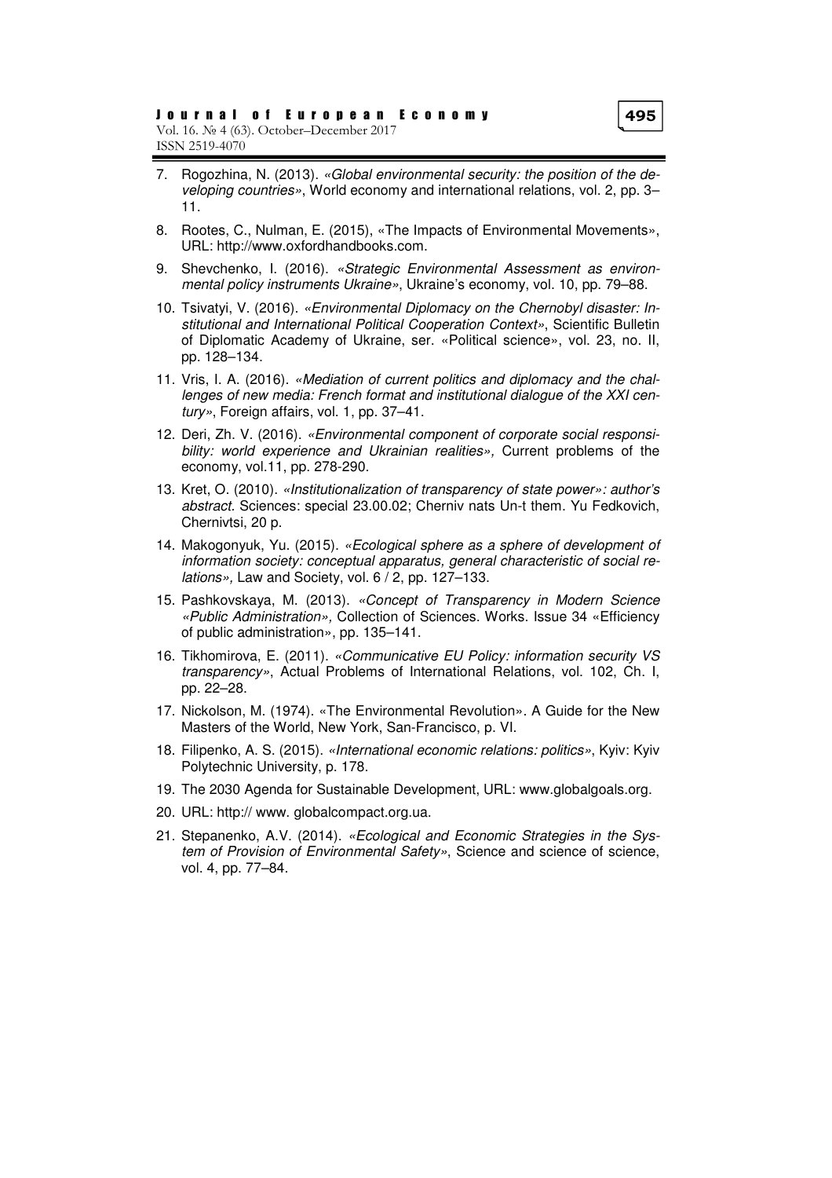7. Rogozhina, N. (2013). «*Global environmental security: the position of the developing countries*», World economy and international relations, vol. 2, pp. 3–11.

8. Rootes, C., Nulman, E. (2015), «The Impacts of Environmental Movements», URL: http://www.oxfordhandbooks.com.

9. Shevchenko, I. (2016). «*Strategic Environmental Assessment as environmental policy instruments Ukraine*», Ukraine's economy, vol. 10, pp. 79–88.

10. Tsivatyi, V. (2016). «*Environmental Diplomacy on the Chernobyl disaster: Institutional and International Political Cooperation Context*», Scientific Bulletin of Diplomatic Academy of Ukraine, ser. «Political science», vol. 23, no. II, pp. 128–134.

11. Vris, I. A. (2016). «*Mediation of current politics and diplomacy and the challenges of new media: French format and institutional dialogue of the XXI century*», Foreign affairs, vol. 1, pp. 37–41.

12. Deri, Zh. V. (2016). «*Environmental component of corporate social responsibility: world experience and Ukrainian realities*», Current problems of the economy, vol.11, pp. 278-290.

13. Kret, O. (2010). «*Institutionalization of transparency of state power*»*: author's abstract*. Sciences: special 23.00.02; Cherniv nats Un-t them. Yu Fedkovich, Chernivtsi, 20 p.

14. Makogonyuk, Yu. (2015). «*Ecological sphere as a sphere of development of information society: conceptual apparatus, general characteristic of social relations*», Law and Society, vol. 6 / 2, pp. 127–133.

15. Pashkovskaya, M. (2013). «*Concept of Transparency in Modern Science «Public Administration»*, Collection of Sciences. Works. Issue 34 «Efficiency of public administration», pp. 135–141.

16. Tikhomirova, E. (2011). «*Communicative EU Policy: information security VS transparency*», Actual Problems of International Relations, vol. 102, Ch. I, pp. 22–28.

17. Nickolson, M. (1974). «The Environmental Revolution». A Guide for the New Masters of the World, New York, San-Francisco, p. VI.

18. Filipenko, A. S. (2015). «*International economic relations: politics*», Kyiv: Kyiv Polytechnic University, p. 178.

19. The 2030 Agenda for Sustainable Development, URL: www.globalgoals.org.

20. URL: http:// www. globalcompact.org.ua.

21. Stepanenko, A.V. (2014). «*Ecological and Economic Strategies in the System of Provision of Environmental Safety*», Science and science of science, vol. 4, pp. 77–84.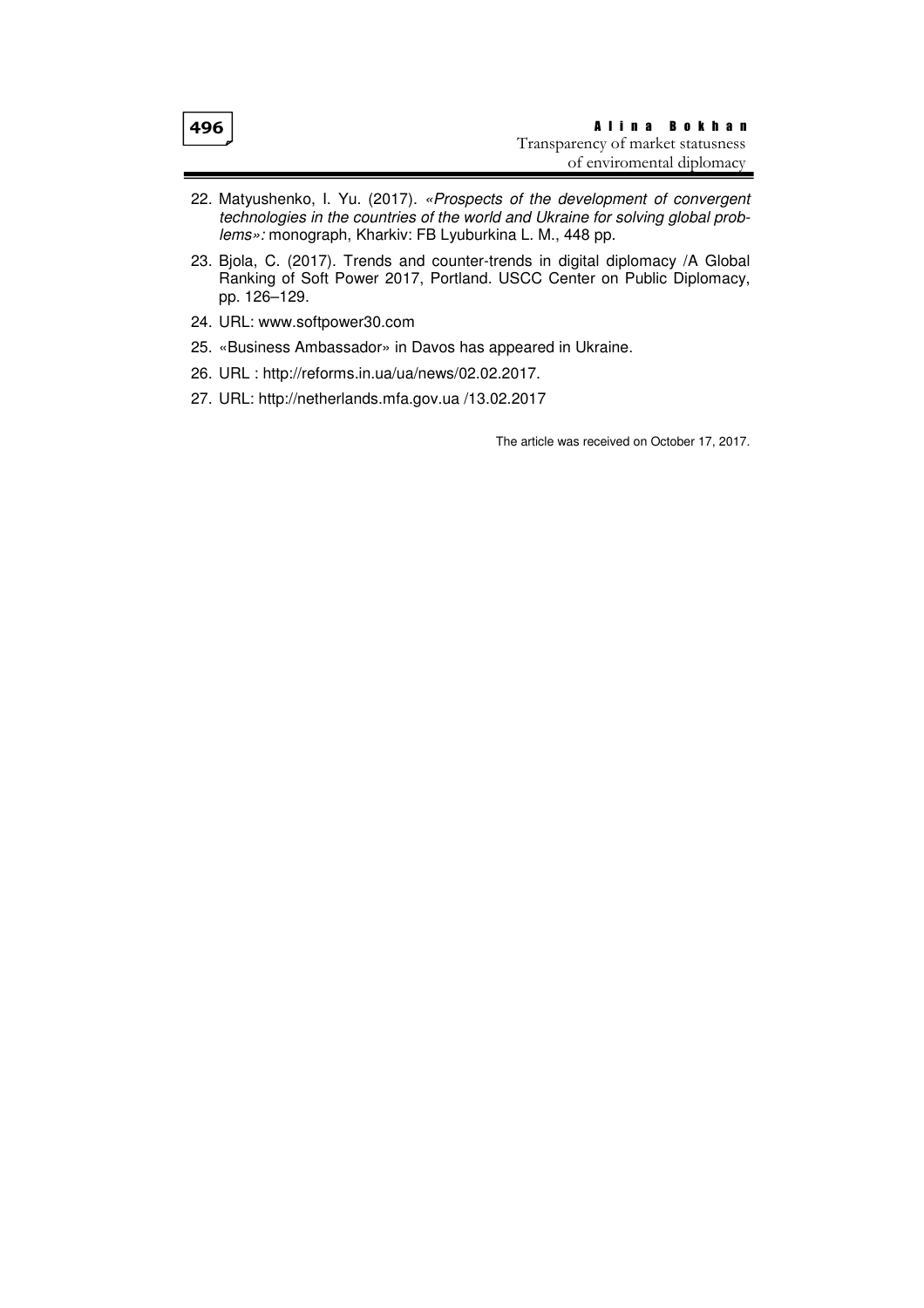22. Matyushenko, I. Yu. (2017). *«Prospects of the development of convergent technologies in the countries of the world and Ukraine for solving global problems»:* monograph, Kharkiv: FB Lyuburkina L. M., 448 pp.
23. Bjola, C. (2017). Trends and counter-trends in digital diplomacy /A Global Ranking of Soft Power 2017, Portland. USCC Center on Public Diplomacy, pp. 126–129.
24. URL: www.softpower30.com
25. «Business Ambassador» in Davos has appeared in Ukraine.
26. URL : http://reforms.in.ua/ua/news/02.02.2017.
27. URL: http://netherlands.mfa.gov.ua /13.02.2017

The article was received on October 17, 2017.